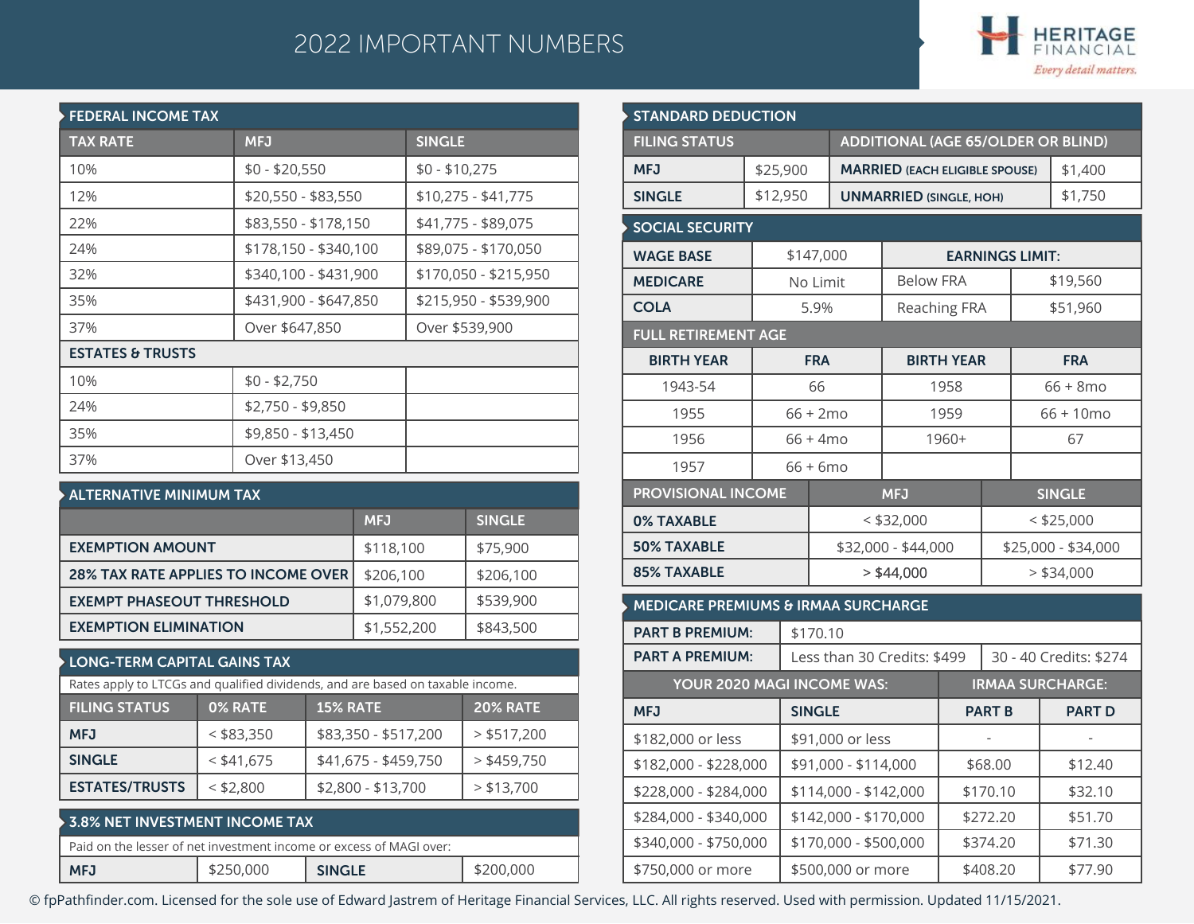# 2022 IMPORTANT NUMBERS

HERITAGE FINANCIAL
*Every detail matters.*

## FEDERAL INCOME TAX

| TAX RATE | MFJ | SINGLE |
|---|---|---|
| 10% | $0 - $20,550 | $0 - $10,275 |
| 12% | $20,550 - $83,550 | $10,275 - $41,775 |
| 22% | $83,550 - $178,150 | $41,775 - $89,075 |
| 24% | $178,150 - $340,100 | $89,075 - $170,050 |
| 32% | $340,100 - $431,900 | $170,050 - $215,950 |
| 35% | $431,900 - $647,850 | $215,950 - $539,900 |
| 37% | Over $647,850 | Over $539,900 |
| **ESTATES & TRUSTS** | | |
| 10% | $0 - $2,750 | |
| 24% | $2,750 - $9,850 | |
| 35% | $9,850 - $13,450 | |
| 37% | Over $13,450 | |

## ALTERNATIVE MINIMUM TAX

| | MFJ | SINGLE |
|---|---|---|
| EXEMPTION AMOUNT | $118,100 | $75,900 |
| 28% TAX RATE APPLIES TO INCOME OVER | $206,100 | $206,100 |
| EXEMPT PHASEOUT THRESHOLD | $1,079,800 | $539,900 |
| EXEMPTION ELIMINATION | $1,552,200 | $843,500 |

## LONG-TERM CAPITAL GAINS TAX

Rates apply to LTCGs and qualified dividends, and are based on taxable income.

| FILING STATUS | 0% RATE | 15% RATE | 20% RATE |
|---|---|---|---|
| MFJ | < $83,350 | $83,350 - $517,200 | > $517,200 |
| SINGLE | < $41,675 | $41,675 - $459,750 | > $459,750 |
| ESTATES/TRUSTS | < $2,800 | $2,800 - $13,700 | > $13,700 |

## 3.8% NET INVESTMENT INCOME TAX

Paid on the lesser of net investment income or excess of MAGI over:

| MFJ | $250,000 | SINGLE | $200,000 |
|---|---|---|---|

## STANDARD DEDUCTION

| FILING STATUS | | ADDITIONAL (AGE 65/OLDER OR BLIND) | |
|---|---|---|---|
| MFJ | $25,900 | MARRIED (EACH ELIGIBLE SPOUSE) | $1,400 |
| SINGLE | $12,950 | UNMARRIED (SINGLE, HOH) | $1,750 |

## SOCIAL SECURITY

| WAGE BASE | $147,000 | EARNINGS LIMIT: | |
|---|---|---|---|
| MEDICARE | No Limit | Below FRA | $19,560 |
| COLA | 5.9% | Reaching FRA | $51,960 |

### FULL RETIREMENT AGE

| BIRTH YEAR | FRA | BIRTH YEAR | FRA |
|---|---|---|---|
| 1943-54 | 66 | 1958 | 66 + 8mo |
| 1955 | 66 + 2mo | 1959 | 66 + 10mo |
| 1956 | 66 + 4mo | 1960+ | 67 |
| 1957 | 66 + 6mo | | |

| PROVISIONAL INCOME | MFJ | SINGLE |
|---|---|---|
| 0% TAXABLE | < $32,000 | < $25,000 |
| 50% TAXABLE | $32,000 - $44,000 | $25,000 - $34,000 |
| 85% TAXABLE | > $44,000 | > $34,000 |

## MEDICARE PREMIUMS & IRMAA SURCHARGE

| PART B PREMIUM: | $170.10 | |
|---|---|---|
| PART A PREMIUM: | Less than 30 Credits: $499 | 30 - 40 Credits: $274 |

| YOUR 2020 MAGI INCOME WAS: | | IRMAA SURCHARGE: | |
|---|---|---|---|
| MFJ | SINGLE | PART B | PART D |
| $182,000 or less | $91,000 or less | - | - |
| $182,000 - $228,000 | $91,000 - $114,000 | $68.00 | $12.40 |
| $228,000 - $284,000 | $114,000 - $142,000 | $170.10 | $32.10 |
| $284,000 - $340,000 | $142,000 - $170,000 | $272.20 | $51.70 |
| $340,000 - $750,000 | $170,000 - $500,000 | $374.20 | $71.30 |
| $750,000 or more | $500,000 or more | $408.20 | $77.90 |

© fpPathfinder.com. Licensed for the sole use of Edward Jastrem of Heritage Financial Services, LLC. All rights reserved. Used with permission. Updated 11/15/2021.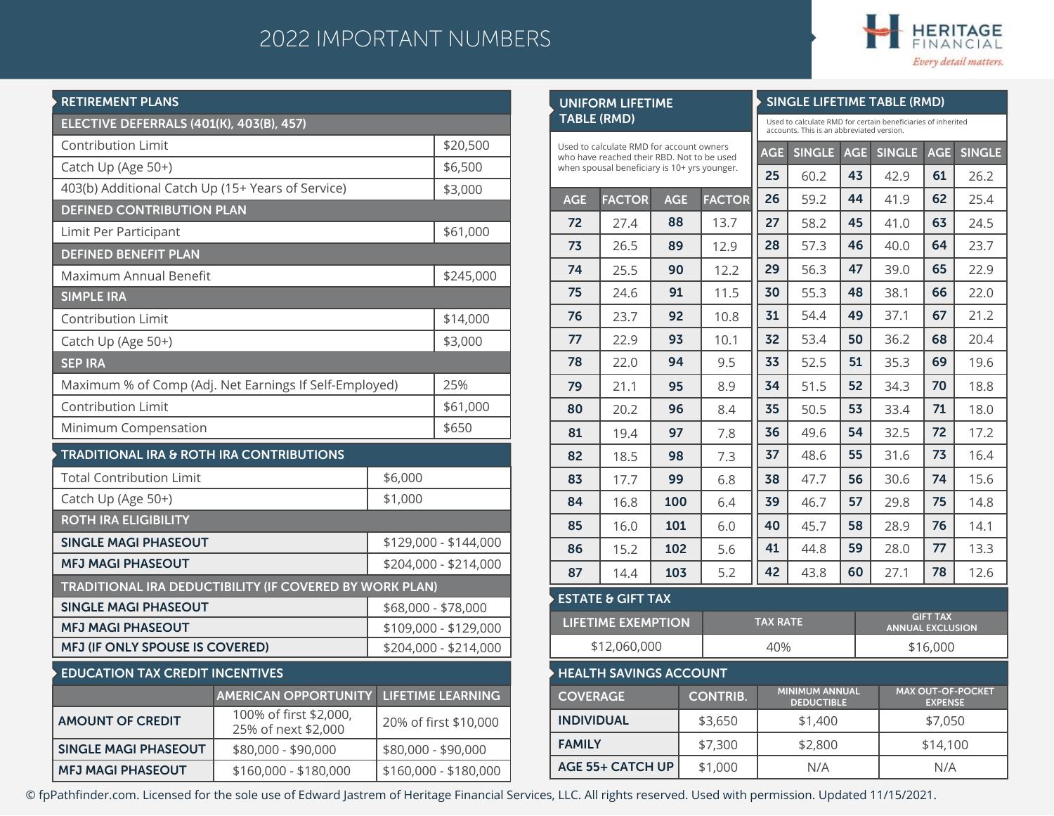# 2022 IMPORTANT NUMBERS

HERITAGE FINANCIAL
*Every detail matters.*

## RETIREMENT PLANS

| ELECTIVE DEFERRALS (401(K), 403(B), 457) | |
|---|---|
| Contribution Limit | $20,500 |
| Catch Up (Age 50+) | $6,500 |
| 403(b) Additional Catch Up (15+ Years of Service) | $3,000 |
| **DEFINED CONTRIBUTION PLAN** | |
| Limit Per Participant | $61,000 |
| **DEFINED BENEFIT PLAN** | |
| Maximum Annual Benefit | $245,000 |
| **SIMPLE IRA** | |
| Contribution Limit | $14,000 |
| Catch Up (Age 50+) | $3,000 |
| **SEP IRA** | |
| Maximum % of Comp (Adj. Net Earnings If Self-Employed) | 25% |
| Contribution Limit | $61,000 |
| Minimum Compensation | $650 |

## TRADITIONAL IRA & ROTH IRA CONTRIBUTIONS

| | |
|---|---|
| Total Contribution Limit | $6,000 |
| Catch Up (Age 50+) | $1,000 |
| **ROTH IRA ELIGIBILITY** | |
| **SINGLE MAGI PHASEOUT** | $129,000 - $144,000 |
| **MFJ MAGI PHASEOUT** | $204,000 - $214,000 |
| **TRADITIONAL IRA DEDUCTIBILITY (IF COVERED BY WORK PLAN)** | |
| **SINGLE MAGI PHASEOUT** | $68,000 - $78,000 |
| **MFJ MAGI PHASEOUT** | $109,000 - $129,000 |
| **MFJ (IF ONLY SPOUSE IS COVERED)** | $204,000 - $214,000 |

## EDUCATION TAX CREDIT INCENTIVES

| | AMERICAN OPPORTUNITY | LIFETIME LEARNING |
|---|---|---|
| **AMOUNT OF CREDIT** | 100% of first $2,000, 25% of next $2,000 | 20% of first $10,000 |
| **SINGLE MAGI PHASEOUT** | $80,000 - $90,000 | $80,000 - $90,000 |
| **MFJ MAGI PHASEOUT** | $160,000 - $180,000 | $160,000 - $180,000 |

## UNIFORM LIFETIME TABLE (RMD)

Used to calculate RMD for account owners who have reached their RBD. Not to be used when spousal beneficiary is 10+ yrs younger.

| AGE | FACTOR | AGE | FACTOR |
|---|---|---|---|
| 72 | 27.4 | 88 | 13.7 |
| 73 | 26.5 | 89 | 12.9 |
| 74 | 25.5 | 90 | 12.2 |
| 75 | 24.6 | 91 | 11.5 |
| 76 | 23.7 | 92 | 10.8 |
| 77 | 22.9 | 93 | 10.1 |
| 78 | 22.0 | 94 | 9.5 |
| 79 | 21.1 | 95 | 8.9 |
| 80 | 20.2 | 96 | 8.4 |
| 81 | 19.4 | 97 | 7.8 |
| 82 | 18.5 | 98 | 7.3 |
| 83 | 17.7 | 99 | 6.8 |
| 84 | 16.8 | 100 | 6.4 |
| 85 | 16.0 | 101 | 6.0 |
| 86 | 15.2 | 102 | 5.6 |
| 87 | 14.4 | 103 | 5.2 |

## SINGLE LIFETIME TABLE (RMD)

Used to calculate RMD for certain beneficiaries of inherited accounts. This is an abbreviated version.

| AGE | SINGLE | AGE | SINGLE | AGE | SINGLE |
|---|---|---|---|---|---|
| 25 | 60.2 | 43 | 42.9 | 61 | 26.2 |
| 26 | 59.2 | 44 | 41.9 | 62 | 25.4 |
| 27 | 58.2 | 45 | 41.0 | 63 | 24.5 |
| 28 | 57.3 | 46 | 40.0 | 64 | 23.7 |
| 29 | 56.3 | 47 | 39.0 | 65 | 22.9 |
| 30 | 55.3 | 48 | 38.1 | 66 | 22.0 |
| 31 | 54.4 | 49 | 37.1 | 67 | 21.2 |
| 32 | 53.4 | 50 | 36.2 | 68 | 20.4 |
| 33 | 52.5 | 51 | 35.3 | 69 | 19.6 |
| 34 | 51.5 | 52 | 34.3 | 70 | 18.8 |
| 35 | 50.5 | 53 | 33.4 | 71 | 18.0 |
| 36 | 49.6 | 54 | 32.5 | 72 | 17.2 |
| 37 | 48.6 | 55 | 31.6 | 73 | 16.4 |
| 38 | 47.7 | 56 | 30.6 | 74 | 15.6 |
| 39 | 46.7 | 57 | 29.8 | 75 | 14.8 |
| 40 | 45.7 | 58 | 28.9 | 76 | 14.1 |
| 41 | 44.8 | 59 | 28.0 | 77 | 13.3 |
| 42 | 43.8 | 60 | 27.1 | 78 | 12.6 |

## ESTATE & GIFT TAX

| LIFETIME EXEMPTION | TAX RATE | GIFT TAX ANNUAL EXCLUSION |
|---|---|---|
| $12,060,000 | 40% | $16,000 |

## HEALTH SAVINGS ACCOUNT

| COVERAGE | CONTRIB. | MINIMUM ANNUAL DEDUCTIBLE | MAX OUT-OF-POCKET EXPENSE |
|---|---|---|---|
| **INDIVIDUAL** | $3,650 | $1,400 | $7,050 |
| **FAMILY** | $7,300 | $2,800 | $14,100 |
| **AGE 55+ CATCH UP** | $1,000 | N/A | N/A |

© fpPathfinder.com. Licensed for the sole use of Edward Jastrem of Heritage Financial Services, LLC. All rights reserved. Used with permission. Updated 11/15/2021.